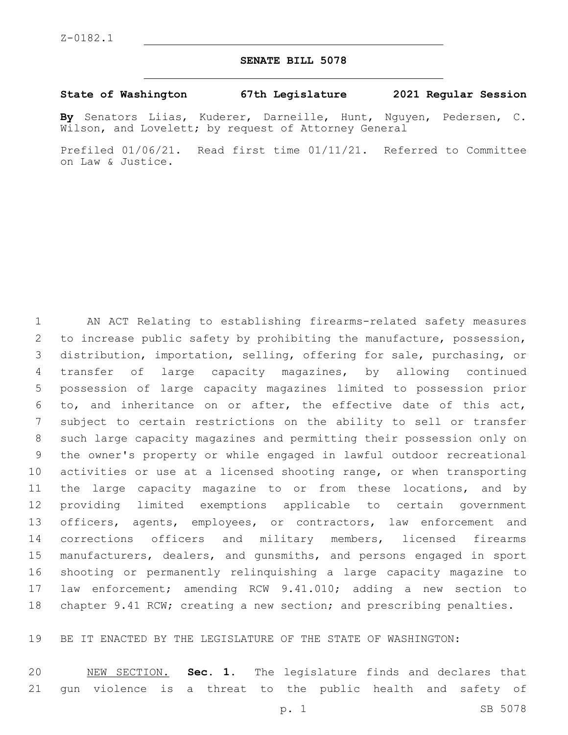Z-0182.1

**SENATE BILL 5078**

**State of Washington 67th Legislature 2021 Regular Session**

**By** Senators Liias, Kuderer, Darneille, Hunt, Nguyen, Pedersen, C. Wilson, and Lovelett; by request of Attorney General

Prefiled 01/06/21. Read first time 01/11/21. Referred to Committee on Law & Justice.

AN ACT Relating to establishing firearms-related safety measures to increase public safety by prohibiting the manufacture, possession, distribution, importation, selling, offering for sale, purchasing, or transfer of large capacity magazines, by allowing continued possession of large capacity magazines limited to possession prior to, and inheritance on or after, the effective date of this act, subject to certain restrictions on the ability to sell or transfer such large capacity magazines and permitting their possession only on the owner's property or while engaged in lawful outdoor recreational activities or use at a licensed shooting range, or when transporting the large capacity magazine to or from these locations, and by providing limited exemptions applicable to certain government officers, agents, employees, or contractors, law enforcement and corrections officers and military members, licensed firearms manufacturers, dealers, and gunsmiths, and persons engaged in sport shooting or permanently relinquishing a large capacity magazine to law enforcement; amending RCW 9.41.010; adding a new section to chapter 9.41 RCW; creating a new section; and prescribing penalties.

BE IT ENACTED BY THE LEGISLATURE OF THE STATE OF WASHINGTON:

NEW SECTION. **Sec. 1.** The legislature finds and declares that gun violence is a threat to the public health and safety of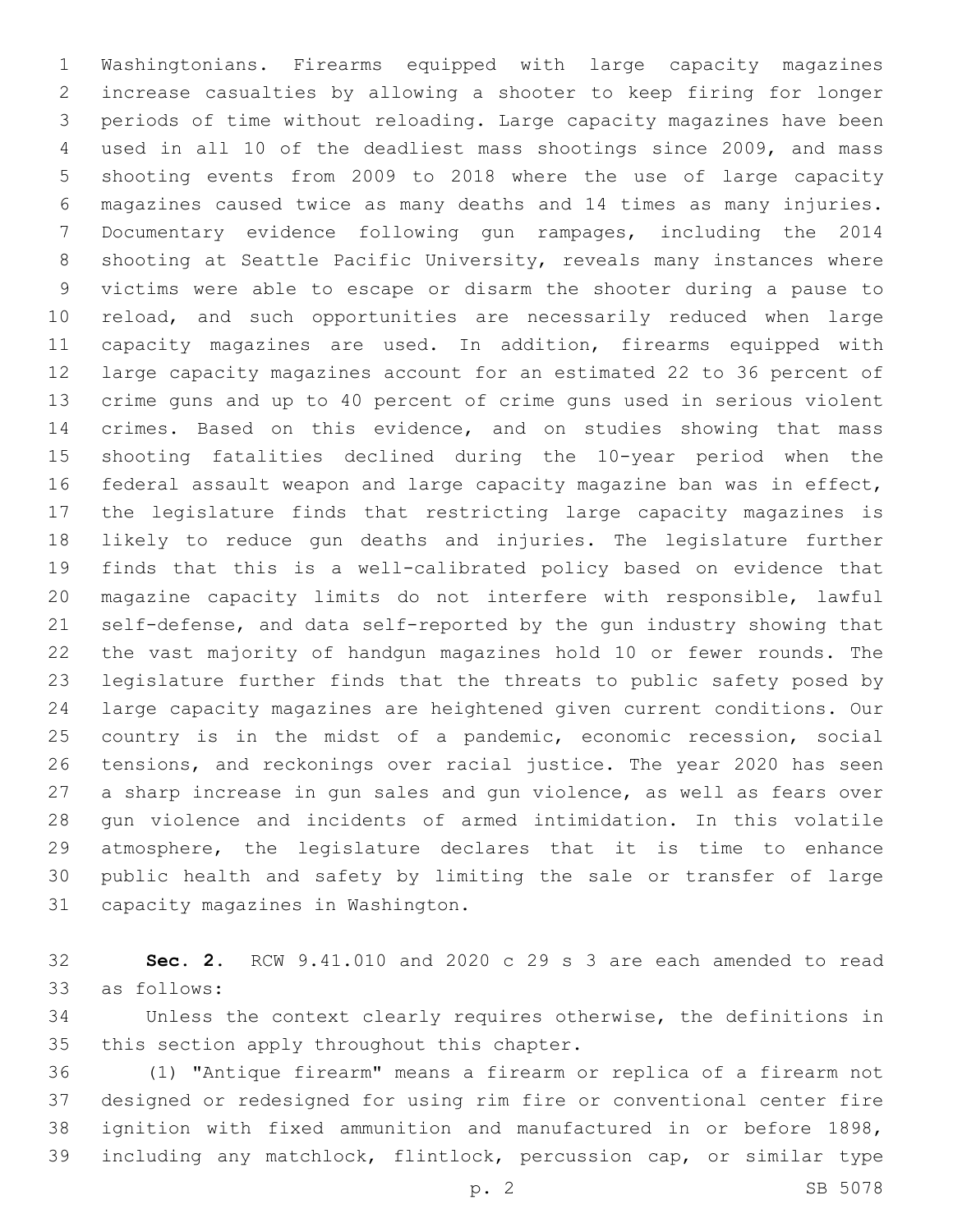Washingtonians. Firearms equipped with large capacity magazines increase casualties by allowing a shooter to keep firing for longer periods of time without reloading. Large capacity magazines have been used in all 10 of the deadliest mass shootings since 2009, and mass shooting events from 2009 to 2018 where the use of large capacity magazines caused twice as many deaths and 14 times as many injuries. Documentary evidence following gun rampages, including the 2014 shooting at Seattle Pacific University, reveals many instances where victims were able to escape or disarm the shooter during a pause to reload, and such opportunities are necessarily reduced when large capacity magazines are used. In addition, firearms equipped with large capacity magazines account for an estimated 22 to 36 percent of crime guns and up to 40 percent of crime guns used in serious violent crimes. Based on this evidence, and on studies showing that mass shooting fatalities declined during the 10-year period when the federal assault weapon and large capacity magazine ban was in effect, the legislature finds that restricting large capacity magazines is likely to reduce gun deaths and injuries. The legislature further finds that this is a well-calibrated policy based on evidence that magazine capacity limits do not interfere with responsible, lawful self-defense, and data self-reported by the gun industry showing that the vast majority of handgun magazines hold 10 or fewer rounds. The legislature further finds that the threats to public safety posed by large capacity magazines are heightened given current conditions. Our country is in the midst of a pandemic, economic recession, social tensions, and reckonings over racial justice. The year 2020 has seen a sharp increase in gun sales and gun violence, as well as fears over gun violence and incidents of armed intimidation. In this volatile atmosphere, the legislature declares that it is time to enhance public health and safety by limiting the sale or transfer of large capacity magazines in Washington.

**Sec. 2.** RCW 9.41.010 and 2020 c 29 s 3 are each amended to read as follows:

Unless the context clearly requires otherwise, the definitions in this section apply throughout this chapter.

(1) "Antique firearm" means a firearm or replica of a firearm not designed or redesigned for using rim fire or conventional center fire ignition with fixed ammunition and manufactured in or before 1898, including any matchlock, flintlock, percussion cap, or similar type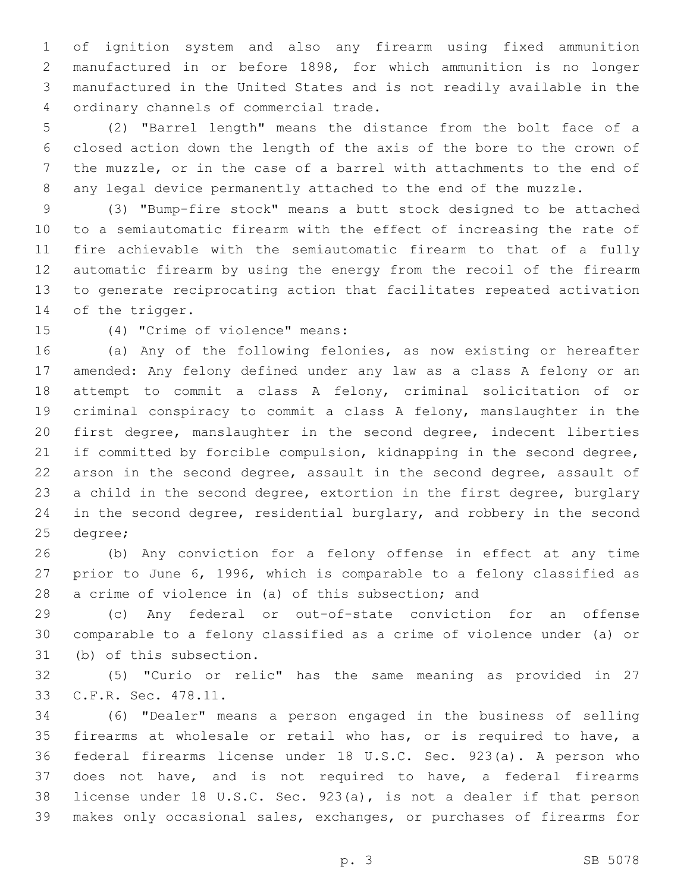of ignition system and also any firearm using fixed ammunition manufactured in or before 1898, for which ammunition is no longer manufactured in the United States and is not readily available in the ordinary channels of commercial trade.

(2) "Barrel length" means the distance from the bolt face of a closed action down the length of the axis of the bore to the crown of the muzzle, or in the case of a barrel with attachments to the end of any legal device permanently attached to the end of the muzzle.

(3) "Bump-fire stock" means a butt stock designed to be attached to a semiautomatic firearm with the effect of increasing the rate of fire achievable with the semiautomatic firearm to that of a fully automatic firearm by using the energy from the recoil of the firearm to generate reciprocating action that facilitates repeated activation of the trigger.

(4) "Crime of violence" means:

(a) Any of the following felonies, as now existing or hereafter amended: Any felony defined under any law as a class A felony or an attempt to commit a class A felony, criminal solicitation of or criminal conspiracy to commit a class A felony, manslaughter in the first degree, manslaughter in the second degree, indecent liberties if committed by forcible compulsion, kidnapping in the second degree, arson in the second degree, assault in the second degree, assault of a child in the second degree, extortion in the first degree, burglary in the second degree, residential burglary, and robbery in the second degree;

(b) Any conviction for a felony offense in effect at any time prior to June 6, 1996, which is comparable to a felony classified as a crime of violence in (a) of this subsection; and

(c) Any federal or out-of-state conviction for an offense comparable to a felony classified as a crime of violence under (a) or (b) of this subsection.

(5) "Curio or relic" has the same meaning as provided in 27 C.F.R. Sec. 478.11.

(6) "Dealer" means a person engaged in the business of selling firearms at wholesale or retail who has, or is required to have, a federal firearms license under 18 U.S.C. Sec. 923(a). A person who does not have, and is not required to have, a federal firearms license under 18 U.S.C. Sec. 923(a), is not a dealer if that person makes only occasional sales, exchanges, or purchases of firearms for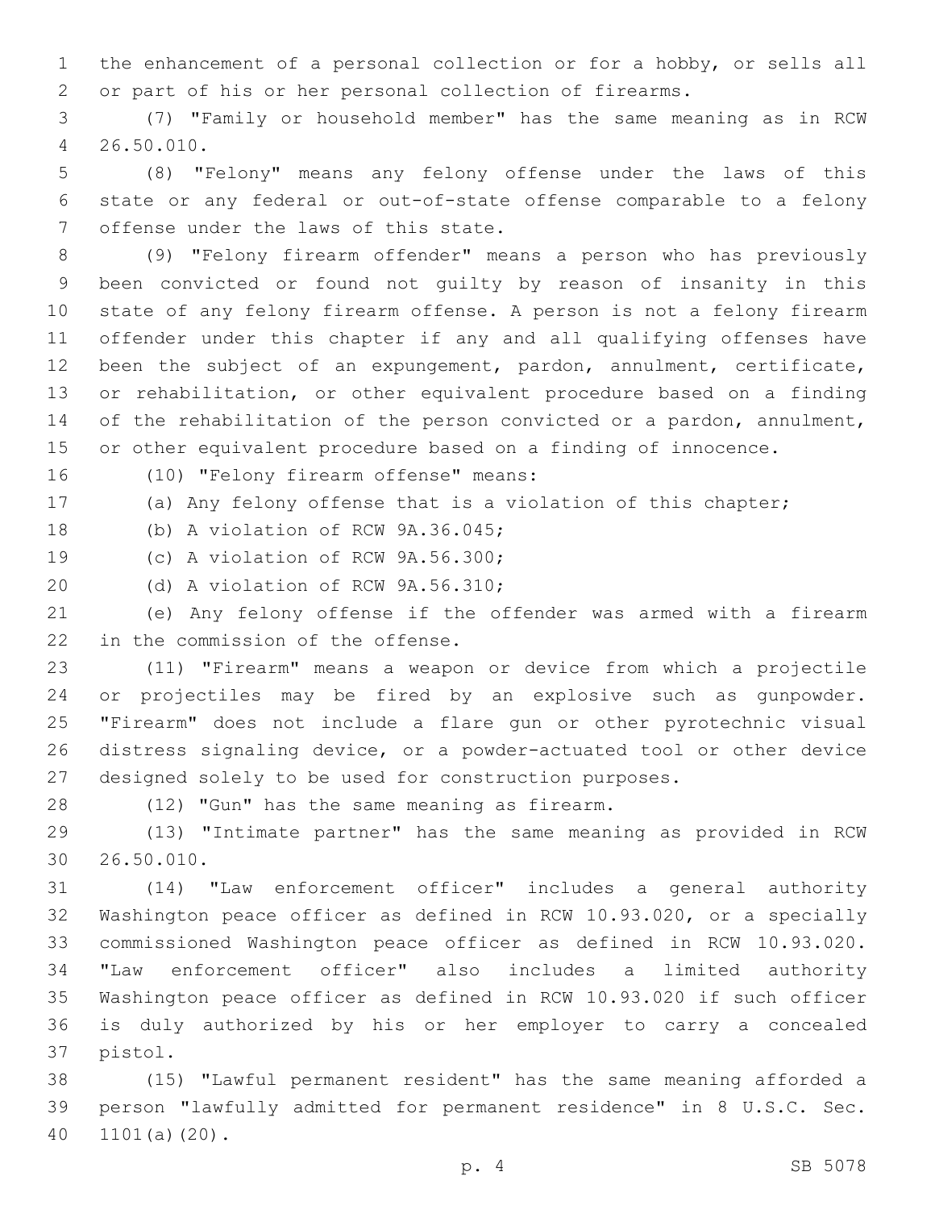the enhancement of a personal collection or for a hobby, or sells all or part of his or her personal collection of firearms.

(7) "Family or household member" has the same meaning as in RCW 26.50.010.

(8) "Felony" means any felony offense under the laws of this state or any federal or out-of-state offense comparable to a felony offense under the laws of this state.

(9) "Felony firearm offender" means a person who has previously been convicted or found not guilty by reason of insanity in this state of any felony firearm offense. A person is not a felony firearm offender under this chapter if any and all qualifying offenses have been the subject of an expungement, pardon, annulment, certificate, or rehabilitation, or other equivalent procedure based on a finding of the rehabilitation of the person convicted or a pardon, annulment, or other equivalent procedure based on a finding of innocence.

(10) "Felony firearm offense" means:

(a) Any felony offense that is a violation of this chapter;

(b) A violation of RCW 9A.36.045;

(c) A violation of RCW 9A.56.300;

(d) A violation of RCW 9A.56.310;

(e) Any felony offense if the offender was armed with a firearm in the commission of the offense.

(11) "Firearm" means a weapon or device from which a projectile or projectiles may be fired by an explosive such as gunpowder. "Firearm" does not include a flare gun or other pyrotechnic visual distress signaling device, or a powder-actuated tool or other device designed solely to be used for construction purposes.

(12) "Gun" has the same meaning as firearm.

(13) "Intimate partner" has the same meaning as provided in RCW 26.50.010.

(14) "Law enforcement officer" includes a general authority Washington peace officer as defined in RCW 10.93.020, or a specially commissioned Washington peace officer as defined in RCW 10.93.020. "Law enforcement officer" also includes a limited authority Washington peace officer as defined in RCW 10.93.020 if such officer is duly authorized by his or her employer to carry a concealed pistol.

(15) "Lawful permanent resident" has the same meaning afforded a person "lawfully admitted for permanent residence" in 8 U.S.C. Sec. 1101(a)(20).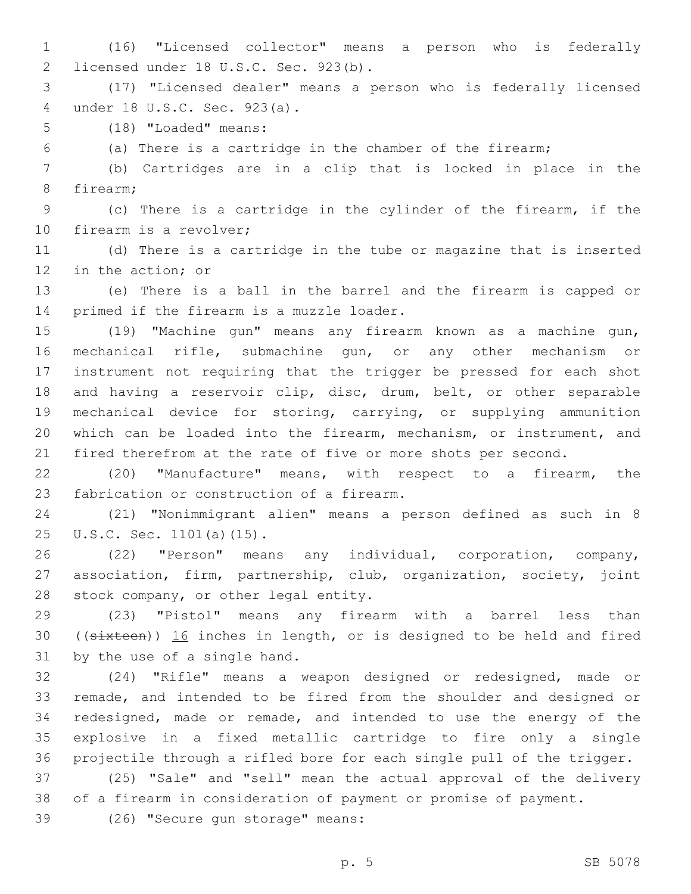(16) "Licensed collector" means a person who is federally licensed under 18 U.S.C. Sec. 923(b).

(17) "Licensed dealer" means a person who is federally licensed under 18 U.S.C. Sec. 923(a).

(18) "Loaded" means:

(a) There is a cartridge in the chamber of the firearm;

(b) Cartridges are in a clip that is locked in place in the firearm;

(c) There is a cartridge in the cylinder of the firearm, if the firearm is a revolver;

(d) There is a cartridge in the tube or magazine that is inserted in the action; or

(e) There is a ball in the barrel and the firearm is capped or primed if the firearm is a muzzle loader.

(19) "Machine gun" means any firearm known as a machine gun, mechanical rifle, submachine gun, or any other mechanism or instrument not requiring that the trigger be pressed for each shot and having a reservoir clip, disc, drum, belt, or other separable mechanical device for storing, carrying, or supplying ammunition which can be loaded into the firearm, mechanism, or instrument, and fired therefrom at the rate of five or more shots per second.

(20) "Manufacture" means, with respect to a firearm, the fabrication or construction of a firearm.

(21) "Nonimmigrant alien" means a person defined as such in 8 U.S.C. Sec. 1101(a)(15).

(22) "Person" means any individual, corporation, company, association, firm, partnership, club, organization, society, joint stock company, or other legal entity.

(23) "Pistol" means any firearm with a barrel less than ((~~sixteen~~)) <u>16</u> inches in length, or is designed to be held and fired by the use of a single hand.

(24) "Rifle" means a weapon designed or redesigned, made or remade, and intended to be fired from the shoulder and designed or redesigned, made or remade, and intended to use the energy of the explosive in a fixed metallic cartridge to fire only a single projectile through a rifled bore for each single pull of the trigger.

(25) "Sale" and "sell" mean the actual approval of the delivery of a firearm in consideration of payment or promise of payment.

(26) "Secure gun storage" means: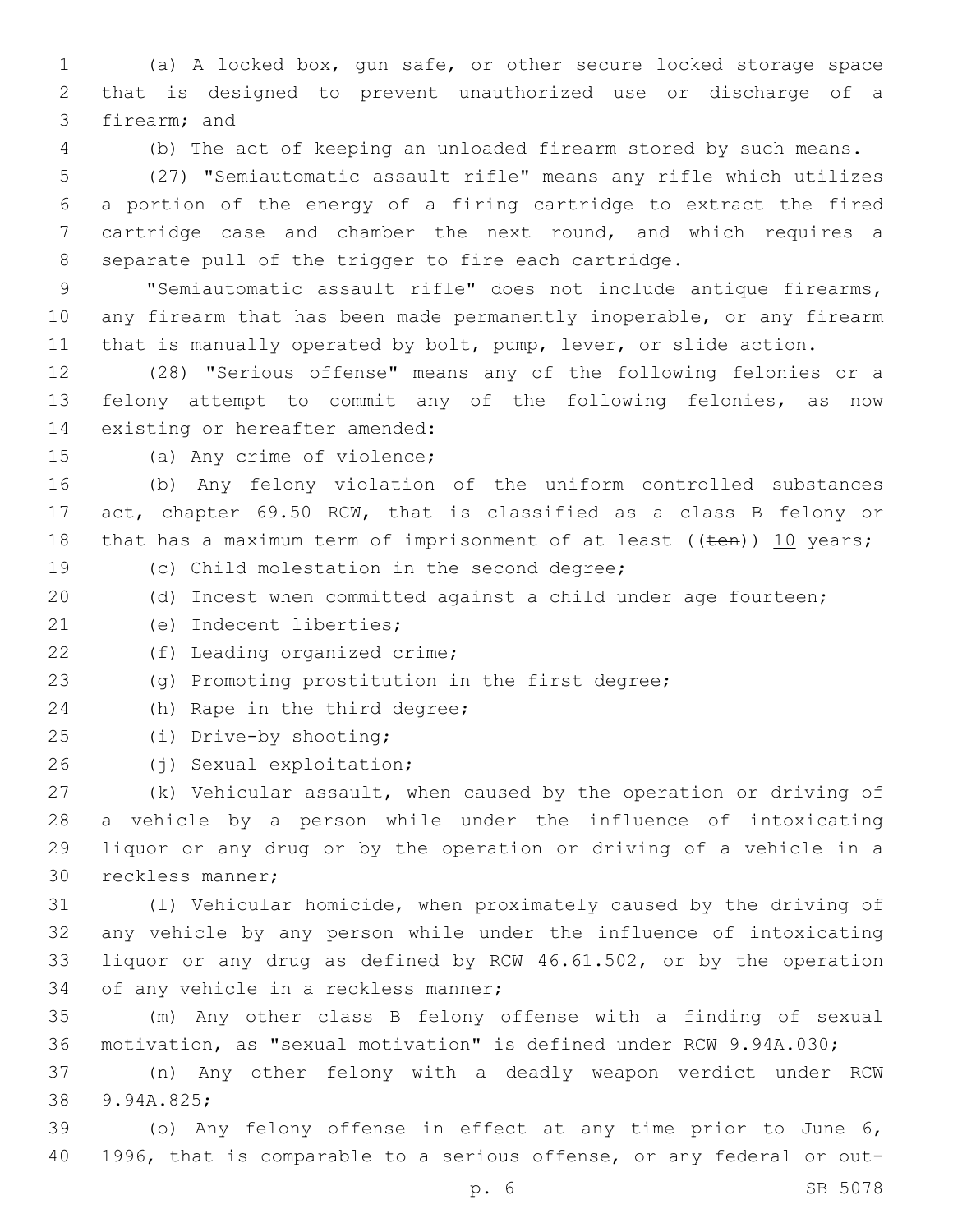(a) A locked box, gun safe, or other secure locked storage space that is designed to prevent unauthorized use or discharge of a firearm; and

(b) The act of keeping an unloaded firearm stored by such means.

(27) "Semiautomatic assault rifle" means any rifle which utilizes a portion of the energy of a firing cartridge to extract the fired cartridge case and chamber the next round, and which requires a separate pull of the trigger to fire each cartridge.

"Semiautomatic assault rifle" does not include antique firearms, any firearm that has been made permanently inoperable, or any firearm that is manually operated by bolt, pump, lever, or slide action.

(28) "Serious offense" means any of the following felonies or a felony attempt to commit any of the following felonies, as now existing or hereafter amended:

(a) Any crime of violence;

(b) Any felony violation of the uniform controlled substances act, chapter 69.50 RCW, that is classified as a class B felony or that has a maximum term of imprisonment of at least ((~~ten~~)) 10 years;

(c) Child molestation in the second degree;

(d) Incest when committed against a child under age fourteen;

(e) Indecent liberties;

(f) Leading organized crime;

(g) Promoting prostitution in the first degree;

(h) Rape in the third degree;

(i) Drive-by shooting;

(j) Sexual exploitation;

(k) Vehicular assault, when caused by the operation or driving of a vehicle by a person while under the influence of intoxicating liquor or any drug or by the operation or driving of a vehicle in a reckless manner;

(l) Vehicular homicide, when proximately caused by the driving of any vehicle by any person while under the influence of intoxicating liquor or any drug as defined by RCW 46.61.502, or by the operation of any vehicle in a reckless manner;

(m) Any other class B felony offense with a finding of sexual motivation, as "sexual motivation" is defined under RCW 9.94A.030;

(n) Any other felony with a deadly weapon verdict under RCW 9.94A.825;

(o) Any felony offense in effect at any time prior to June 6, 1996, that is comparable to a serious offense, or any federal or out-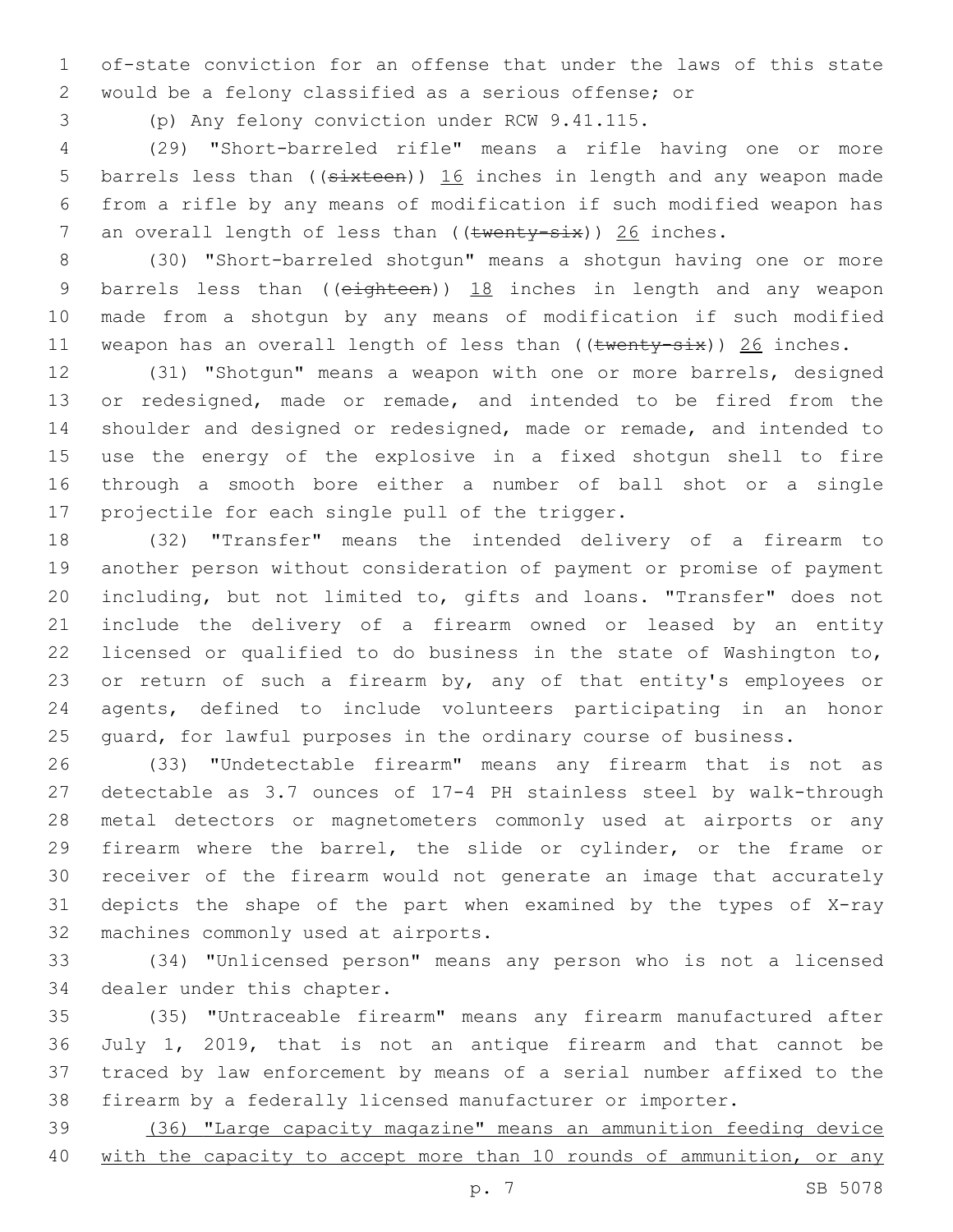of-state conviction for an offense that under the laws of this state would be a felony classified as a serious offense; or

(p) Any felony conviction under RCW 9.41.115.

(29) "Short-barreled rifle" means a rifle having one or more barrels less than ((~~sixteen~~)) <u>16</u> inches in length and any weapon made from a rifle by any means of modification if such modified weapon has an overall length of less than ((~~twenty-six~~)) <u>26</u> inches.

(30) "Short-barreled shotgun" means a shotgun having one or more barrels less than ((~~eighteen~~)) <u>18</u> inches in length and any weapon made from a shotgun by any means of modification if such modified weapon has an overall length of less than ((~~twenty-six~~)) <u>26</u> inches.

(31) "Shotgun" means a weapon with one or more barrels, designed or redesigned, made or remade, and intended to be fired from the shoulder and designed or redesigned, made or remade, and intended to use the energy of the explosive in a fixed shotgun shell to fire through a smooth bore either a number of ball shot or a single projectile for each single pull of the trigger.

(32) "Transfer" means the intended delivery of a firearm to another person without consideration of payment or promise of payment including, but not limited to, gifts and loans. "Transfer" does not include the delivery of a firearm owned or leased by an entity licensed or qualified to do business in the state of Washington to, or return of such a firearm by, any of that entity's employees or agents, defined to include volunteers participating in an honor guard, for lawful purposes in the ordinary course of business.

(33) "Undetectable firearm" means any firearm that is not as detectable as 3.7 ounces of 17-4 PH stainless steel by walk-through metal detectors or magnetometers commonly used at airports or any firearm where the barrel, the slide or cylinder, or the frame or receiver of the firearm would not generate an image that accurately depicts the shape of the part when examined by the types of X-ray machines commonly used at airports.

(34) "Unlicensed person" means any person who is not a licensed dealer under this chapter.

(35) "Untraceable firearm" means any firearm manufactured after July 1, 2019, that is not an antique firearm and that cannot be traced by law enforcement by means of a serial number affixed to the firearm by a federally licensed manufacturer or importer.

<u>(36) "Large capacity magazine" means an ammunition feeding device with the capacity to accept more than 10 rounds of ammunition, or any</u>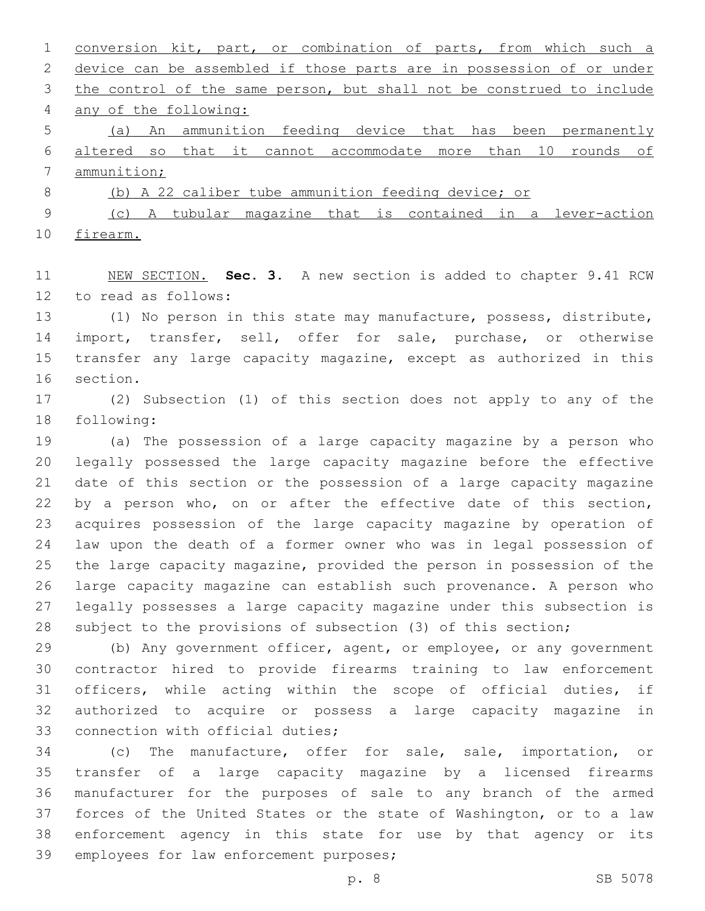conversion kit, part, or combination of parts, from which such a device can be assembled if those parts are in possession of or under the control of the same person, but shall not be construed to include any of the following:

(a) An ammunition feeding device that has been permanently altered so that it cannot accommodate more than 10 rounds of ammunition;

(b) A 22 caliber tube ammunition feeding device; or

(c) A tubular magazine that is contained in a lever-action firearm.

NEW SECTION. **Sec. 3.** A new section is added to chapter 9.41 RCW to read as follows:

(1) No person in this state may manufacture, possess, distribute, import, transfer, sell, offer for sale, purchase, or otherwise transfer any large capacity magazine, except as authorized in this section.

(2) Subsection (1) of this section does not apply to any of the following:

(a) The possession of a large capacity magazine by a person who legally possessed the large capacity magazine before the effective date of this section or the possession of a large capacity magazine by a person who, on or after the effective date of this section, acquires possession of the large capacity magazine by operation of law upon the death of a former owner who was in legal possession of the large capacity magazine, provided the person in possession of the large capacity magazine can establish such provenance. A person who legally possesses a large capacity magazine under this subsection is subject to the provisions of subsection (3) of this section;

(b) Any government officer, agent, or employee, or any government contractor hired to provide firearms training to law enforcement officers, while acting within the scope of official duties, if authorized to acquire or possess a large capacity magazine in connection with official duties;

(c) The manufacture, offer for sale, sale, importation, or transfer of a large capacity magazine by a licensed firearms manufacturer for the purposes of sale to any branch of the armed forces of the United States or the state of Washington, or to a law enforcement agency in this state for use by that agency or its employees for law enforcement purposes;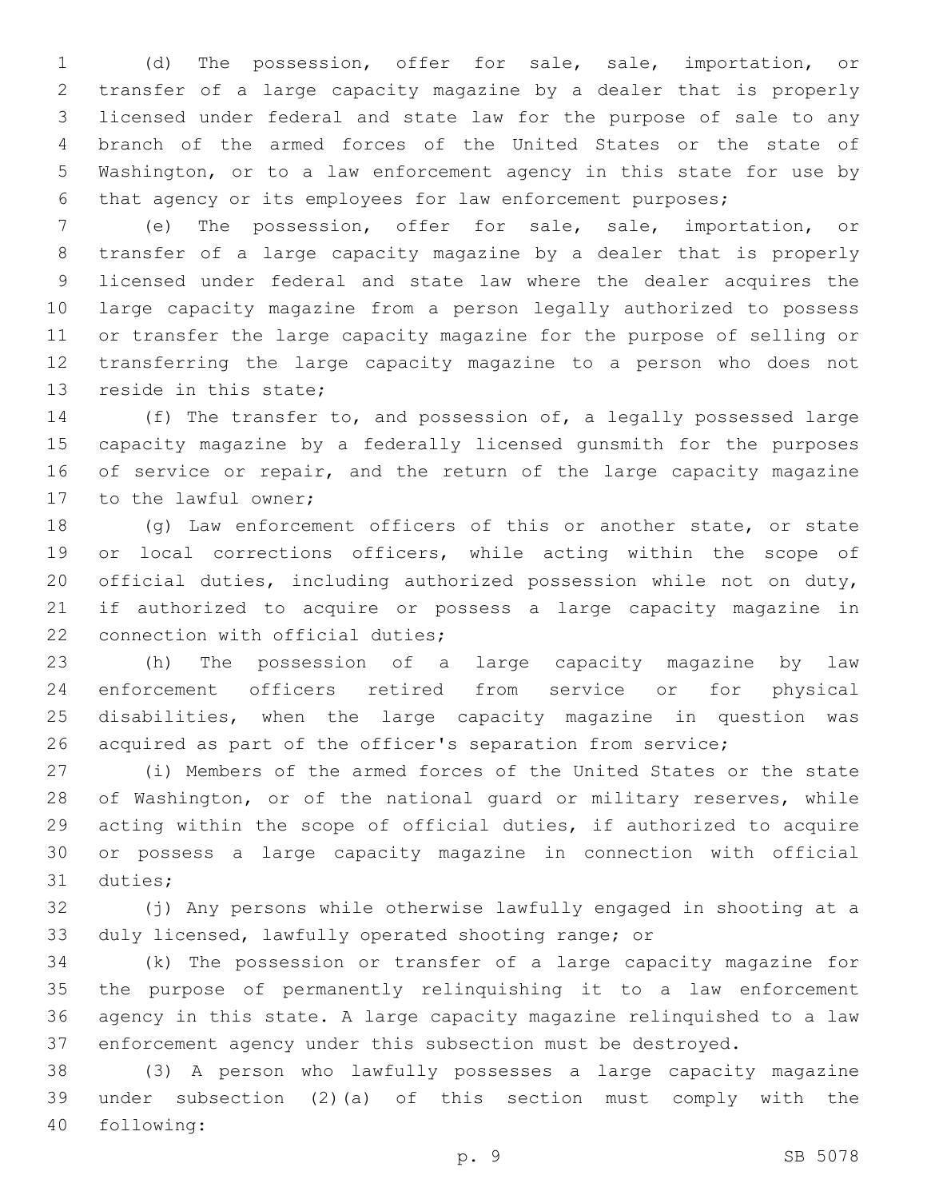(d) The possession, offer for sale, sale, importation, or transfer of a large capacity magazine by a dealer that is properly licensed under federal and state law for the purpose of sale to any branch of the armed forces of the United States or the state of Washington, or to a law enforcement agency in this state for use by that agency or its employees for law enforcement purposes;

(e) The possession, offer for sale, sale, importation, or transfer of a large capacity magazine by a dealer that is properly licensed under federal and state law where the dealer acquires the large capacity magazine from a person legally authorized to possess or transfer the large capacity magazine for the purpose of selling or transferring the large capacity magazine to a person who does not reside in this state;

(f) The transfer to, and possession of, a legally possessed large capacity magazine by a federally licensed gunsmith for the purposes of service or repair, and the return of the large capacity magazine to the lawful owner;

(g) Law enforcement officers of this or another state, or state or local corrections officers, while acting within the scope of official duties, including authorized possession while not on duty, if authorized to acquire or possess a large capacity magazine in connection with official duties;

(h) The possession of a large capacity magazine by law enforcement officers retired from service or for physical disabilities, when the large capacity magazine in question was acquired as part of the officer's separation from service;

(i) Members of the armed forces of the United States or the state of Washington, or of the national guard or military reserves, while acting within the scope of official duties, if authorized to acquire or possess a large capacity magazine in connection with official duties;

(j) Any persons while otherwise lawfully engaged in shooting at a duly licensed, lawfully operated shooting range; or

(k) The possession or transfer of a large capacity magazine for the purpose of permanently relinquishing it to a law enforcement agency in this state. A large capacity magazine relinquished to a law enforcement agency under this subsection must be destroyed.

(3) A person who lawfully possesses a large capacity magazine under subsection (2)(a) of this section must comply with the following: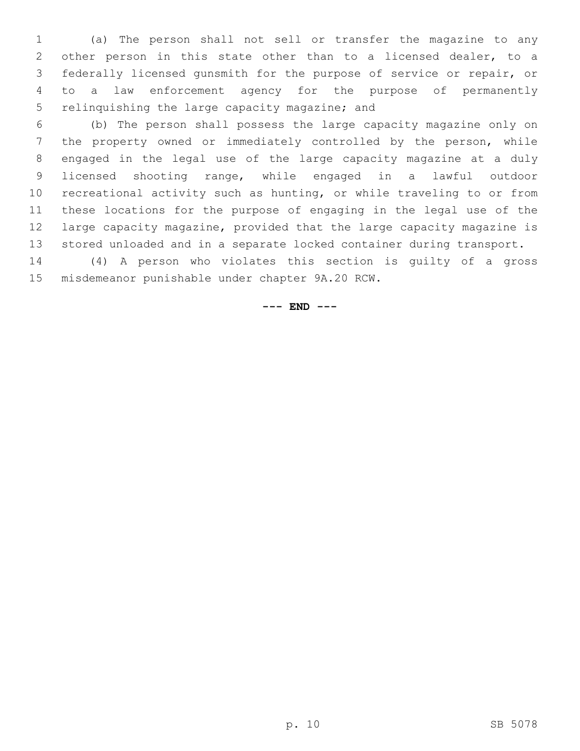(a) The person shall not sell or transfer the magazine to any other person in this state other than to a licensed dealer, to a federally licensed gunsmith for the purpose of service or repair, or to a law enforcement agency for the purpose of permanently relinquishing the large capacity magazine; and

(b) The person shall possess the large capacity magazine only on the property owned or immediately controlled by the person, while engaged in the legal use of the large capacity magazine at a duly licensed shooting range, while engaged in a lawful outdoor recreational activity such as hunting, or while traveling to or from these locations for the purpose of engaging in the legal use of the large capacity magazine, provided that the large capacity magazine is stored unloaded and in a separate locked container during transport.

(4) A person who violates this section is guilty of a gross misdemeanor punishable under chapter 9A.20 RCW.

**--- END ---**